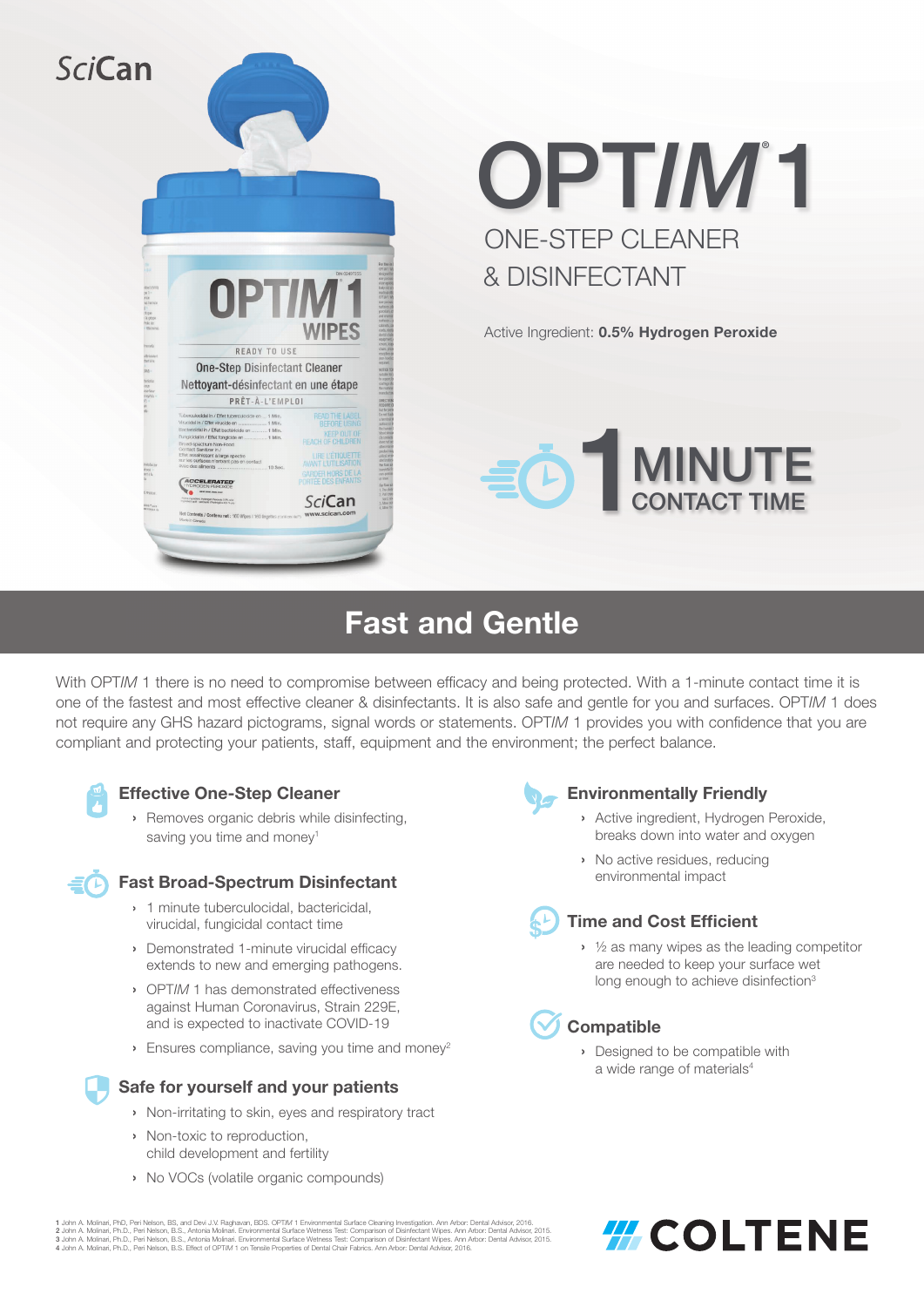SciCan

# OPTIM® 1

## ONE-STEP CLEANER & DISINFECTANT

Active Ingredient: **0.5% Hydrogen Peroxide**

**1 MINUTE CONTACT TIME**

## Fast and Gentle

With OPT*IM* 1 there is no need to compromise between efficacy and being protected. With a 1-minute contact time it is one of the fastest and most effective cleaner & disinfectants. It is also safe and gentle for you and surfaces. OPT*IM* 1 does not require any GHS hazard pictograms, signal words or statements. OPT*IM* 1 provides you with confidence that you are compliant and protecting your patients, staff, equipment and the environment; the perfect balance.

### Effective One-Step Cleaner

- Removes organic debris while disinfecting, saving you time and money[1]

### Fast Broad-Spectrum Disinfectant

- 1 minute tuberculocidal, bactericidal, virucidal, fungicidal contact time
- Demonstrated 1-minute virucidal efficacy extends to new and emerging pathogens.
- OPT*IM* 1 has demonstrated effectiveness against Human Coronavirus, Strain 229E, and is expected to inactivate COVID-19
- Ensures compliance, saving you time and money[2]

### Safe for yourself and your patients

- Non-irritating to skin, eyes and respiratory tract
- Non-toxic to reproduction, child development and fertility
- No VOCs (volatile organic compounds)

### Environmentally Friendly

- Active ingredient, Hydrogen Peroxide, breaks down into water and oxygen
- No active residues, reducing environmental impact

### Time and Cost Efficient

- ½ as many wipes as the leading competitor are needed to keep your surface wet long enough to achieve disinfection[3]

### Compatible

- Designed to be compatible with a wide range of materials[4]

1 John A. Molinari, PhD, Peri Nelson, BS, and Devi J.V. Raghavan, BDS. OPT*IM* 1 Environmental Surface Cleaning Investigation. Ann Arbor: Dental Advisor, 2016.
2 John A. Molinari, Ph.D., Peri Nelson, B.S., Antonia Molinari. Environmental Surface Wetness Test: Comparison of Disinfectant Wipes. Ann Arbor: Dental Advisor, 2015.
3 John A. Molinari, Ph.D., Peri Nelson, B.S., Antonia Molinari. Environmental Surface Wetness Test: Comparison of Disinfectant Wipes. Ann Arbor: Dental Advisor, 2015.
4 John A. Molinari, Ph.D., Peri Nelson, B.S. Effect of OPT*IM* 1 on Tensile Properties of Dental Chair Fabrics. Ann Arbor: Dental Advisor, 2016.

COLTENE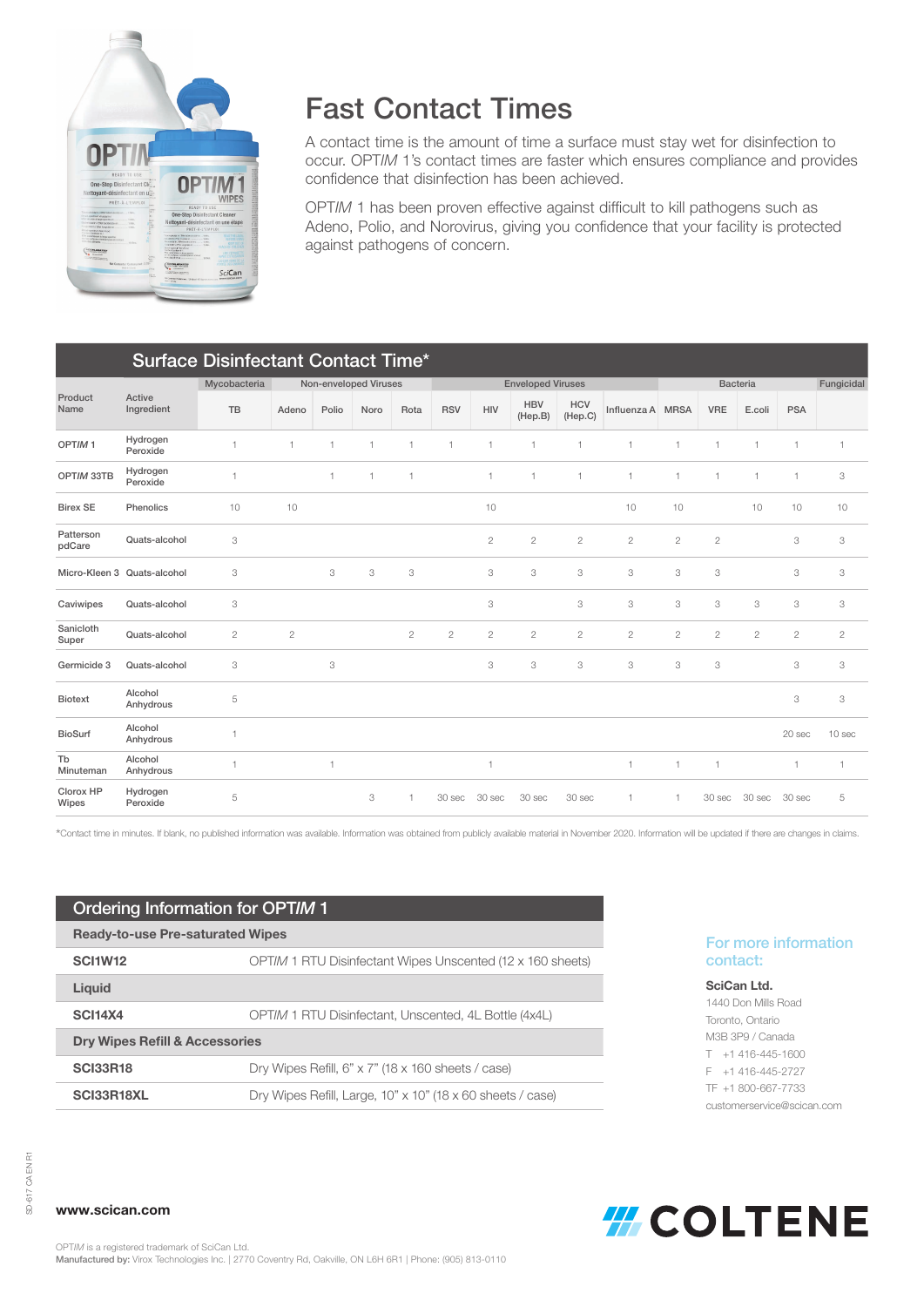# Fast Contact Times

A contact time is the amount of time a surface must stay wet for disinfection to occur. OPT*IM* 1's contact times are faster which ensures compliance and provides confidence that disinfection has been achieved.

OPT*IM* 1 has been proven effective against difficult to kill pathogens such as Adeno, Polio, and Norovirus, giving you confidence that your facility is protected against pathogens of concern.

## Surface Disinfectant Contact Time*

| | | Mycobacteria | Non-enveloped Viruses | | | | Enveloped Viruses | | | | | Bacteria | | | | Fungicidal |
|---|---|---|---|---|---|---|---|---|---|---|---|---|---|---|---|---|
| Product Name | Active Ingredient | TB | Adeno | Polio | Noro | Rota | RSV | HIV | HBV (Hep.B) | HCV (Hep.C) | Influenza A | MRSA | VRE | E.coli | PSA | |
| OPT*IM* 1 | Hydrogen Peroxide | 1 | 1 | 1 | 1 | 1 | 1 | 1 | 1 | 1 | 1 | 1 | 1 | 1 | 1 | 1 |
| OPT*IM* 33TB | Hydrogen Peroxide | 1 | | 1 | 1 | 1 | | 1 | 1 | 1 | 1 | 1 | 1 | 1 | 1 | 3 |
| Birex SE | Phenolics | 10 | 10 | | | | | 10 | | | 10 | 10 | | 10 | 10 | 10 |
| Patterson pdCare | Quats-alcohol | 3 | | | | | | 2 | 2 | 2 | 2 | 2 | 2 | | 3 | 3 |
| Micro-Kleen 3 | Quats-alcohol | 3 | | 3 | 3 | 3 | | 3 | 3 | 3 | 3 | 3 | 3 | | 3 | 3 |
| Caviwipes | Quats-alcohol | 3 | | | | | | 3 | | 3 | 3 | 3 | 3 | 3 | 3 | 3 |
| Sanicloth Super | Quats-alcohol | 2 | 2 | | | 2 | 2 | 2 | 2 | 2 | 2 | 2 | 2 | 2 | 2 | 2 |
| Germicide 3 | Quats-alcohol | 3 | | 3 | | | | 3 | 3 | 3 | 3 | 3 | 3 | | 3 | 3 |
| Biotext | Alcohol Anhydrous | 5 | | | | | | | | | | | | | 3 | 3 |
| BioSurf | Alcohol Anhydrous | 1 | | | | | | | | | | | | | 20 sec | 10 sec |
| Tb Minuteman | Alcohol Anhydrous | 1 | | 1 | | | | 1 | | | 1 | 1 | 1 | | 1 | 1 |
| Clorox HP Wipes | Hydrogen Peroxide | 5 | | | 3 | 1 | 30 sec | 30 sec | 30 sec | 30 sec | 1 | 1 | 30 sec | 30 sec | 30 sec | 5 |

*Contact time in minutes. If blank, no published information was available. Information was obtained from publicly available material in November 2020. Information will be updated if there are changes in claims.

## Ordering Information for OPT*IM* 1

| | |
|---|---|
| **Ready-to-use Pre-saturated Wipes** | |
| **SCI1W12** | OPT*IM* 1 RTU Disinfectant Wipes Unscented (12 x 160 sheets) |
| **Liquid** | |
| **SCI14X4** | OPT*IM* 1 RTU Disinfectant, Unscented, 4L Bottle (4x4L) |
| **Dry Wipes Refill & Accessories** | |
| **SCI33R18** | Dry Wipes Refill, 6" x 7" (18 x 160 sheets / case) |
| **SCI33R18XL** | Dry Wipes Refill, Large, 10" x 10" (18 x 60 sheets / case) |

For more information contact:

**SciCan Ltd.**
1440 Don Mills Road
Toronto, Ontario
M3B 3P9 / Canada
T +1 416-445-1600
F +1 416-445-2727
TF +1 800-667-7733
customerservice@scican.com

SD-617 CA EN R1

**www.scican.com**

COLTENE

OPT*IM* is a registered trademark of SciCan Ltd.
**Manufactured by:** Virox Technologies Inc. | 2770 Coventry Rd, Oakville, ON L6H 6R1 | Phone: (905) 813-0110